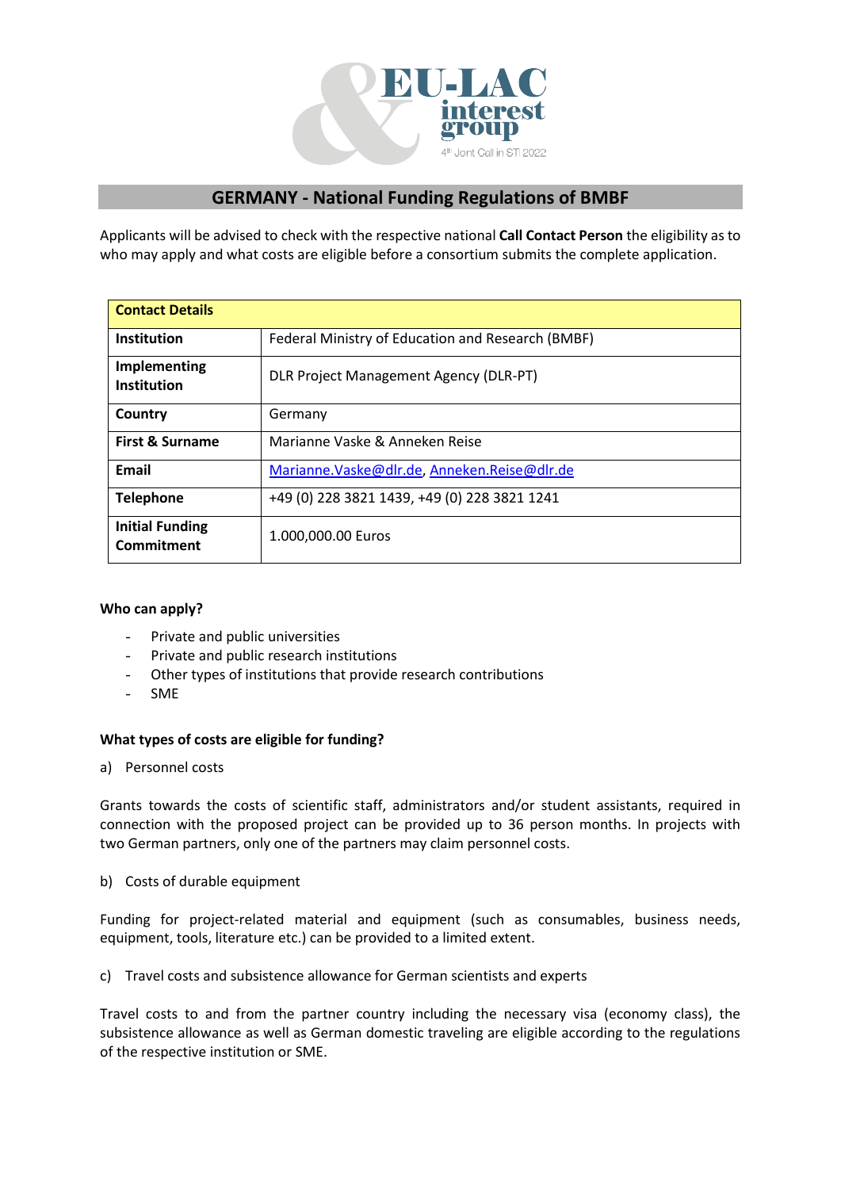## GERMANY - National Funding Regulations of BMBF

Applicants will be advised to check with the respective national **Call Contact Person** the eligibility as to who may apply and what costs are eligible before a consortium submits the complete application.

| **Contact Details** | |
|---|---|
| **Institution** | Federal Ministry of Education and Research (BMBF) |
| **Implementing Institution** | DLR Project Management Agency (DLR-PT) |
| **Country** | Germany |
| **First & Surname** | Marianne Vaske & Anneken Reise |
| **Email** | Marianne.Vaske@dlr.de, Anneken.Reise@dlr.de |
| **Telephone** | +49 (0) 228 3821 1439, +49 (0) 228 3821 1241 |
| **Initial Funding Commitment** | 1.000,000.00 Euros |

**Who can apply?**

- Private and public universities
- Private and public research institutions
- Other types of institutions that provide research contributions
- SME

**What types of costs are eligible for funding?**

a) Personnel costs

Grants towards the costs of scientific staff, administrators and/or student assistants, required in connection with the proposed project can be provided up to 36 person months. In projects with two German partners, only one of the partners may claim personnel costs.

b) Costs of durable equipment

Funding for project-related material and equipment (such as consumables, business needs, equipment, tools, literature etc.) can be provided to a limited extent.

c) Travel costs and subsistence allowance for German scientists and experts

Travel costs to and from the partner country including the necessary visa (economy class), the subsistence allowance as well as German domestic traveling are eligible according to the regulations of the respective institution or SME.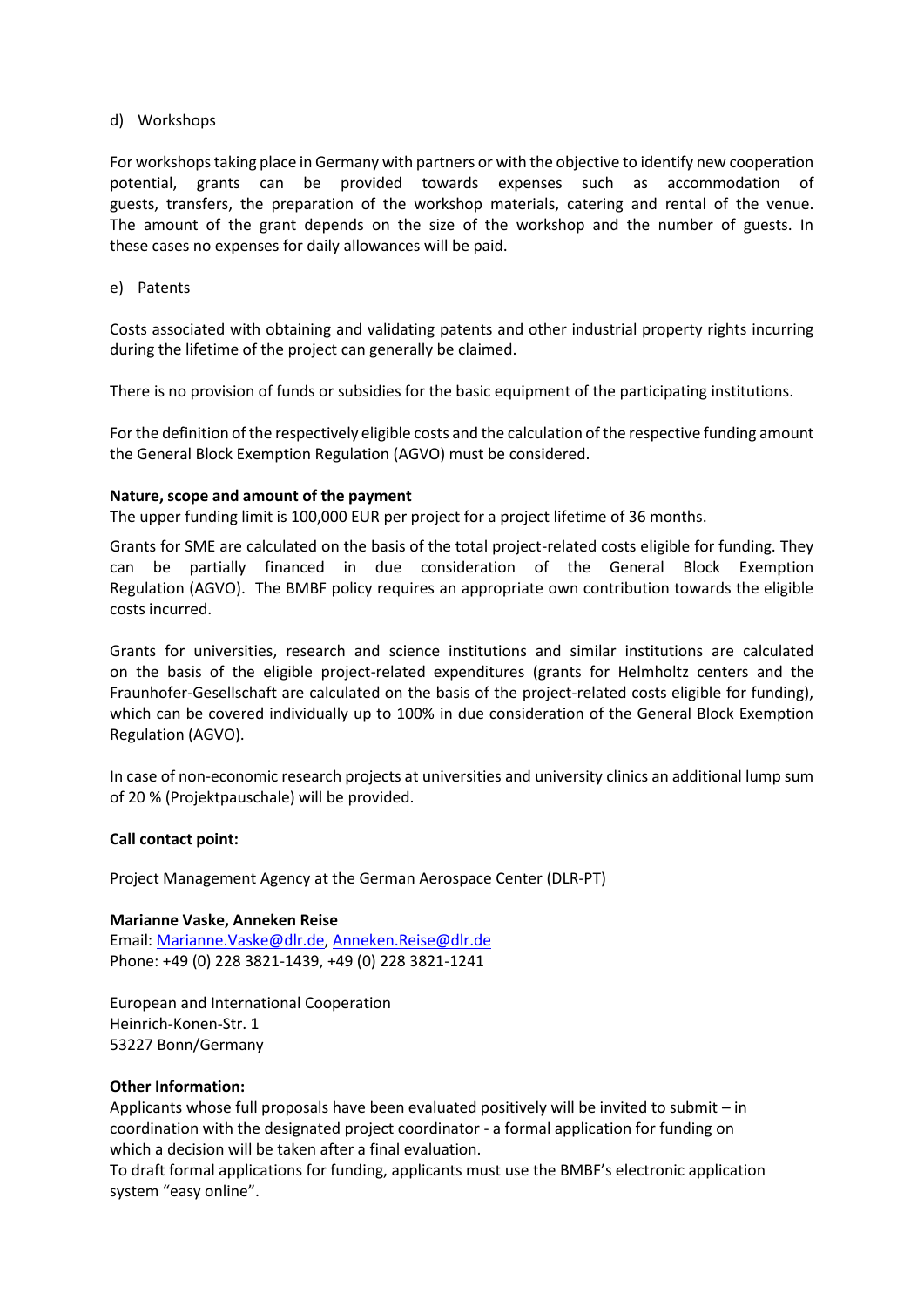d) Workshops

For workshops taking place in Germany with partners or with the objective to identify new cooperation potential, grants can be provided towards expenses such as accommodation of guests, transfers, the preparation of the workshop materials, catering and rental of the venue. The amount of the grant depends on the size of the workshop and the number of guests. In these cases no expenses for daily allowances will be paid.

e) Patents

Costs associated with obtaining and validating patents and other industrial property rights incurring during the lifetime of the project can generally be claimed.

There is no provision of funds or subsidies for the basic equipment of the participating institutions.

For the definition of the respectively eligible costs and the calculation of the respective funding amount the General Block Exemption Regulation (AGVO) must be considered.

**Nature, scope and amount of the payment**

The upper funding limit is 100,000 EUR per project for a project lifetime of 36 months.

Grants for SME are calculated on the basis of the total project-related costs eligible for funding. They can be partially financed in due consideration of the General Block Exemption Regulation (AGVO). The BMBF policy requires an appropriate own contribution towards the eligible costs incurred.

Grants for universities, research and science institutions and similar institutions are calculated on the basis of the eligible project-related expenditures (grants for Helmholtz centers and the Fraunhofer-Gesellschaft are calculated on the basis of the project-related costs eligible for funding), which can be covered individually up to 100% in due consideration of the General Block Exemption Regulation (AGVO).

In case of non-economic research projects at universities and university clinics an additional lump sum of 20 % (Projektpauschale) will be provided.

**Call contact point:**

Project Management Agency at the German Aerospace Center (DLR-PT)

**Marianne Vaske, Anneken Reise**

Email: Marianne.Vaske@dlr.de, Anneken.Reise@dlr.de

Phone: +49 (0) 228 3821-1439, +49 (0) 228 3821-1241

European and International Cooperation

Heinrich-Konen-Str. 1

53227 Bonn/Germany

**Other Information:**

Applicants whose full proposals have been evaluated positively will be invited to submit – in coordination with the designated project coordinator - a formal application for funding on which a decision will be taken after a final evaluation.

To draft formal applications for funding, applicants must use the BMBF's electronic application system "easy online".